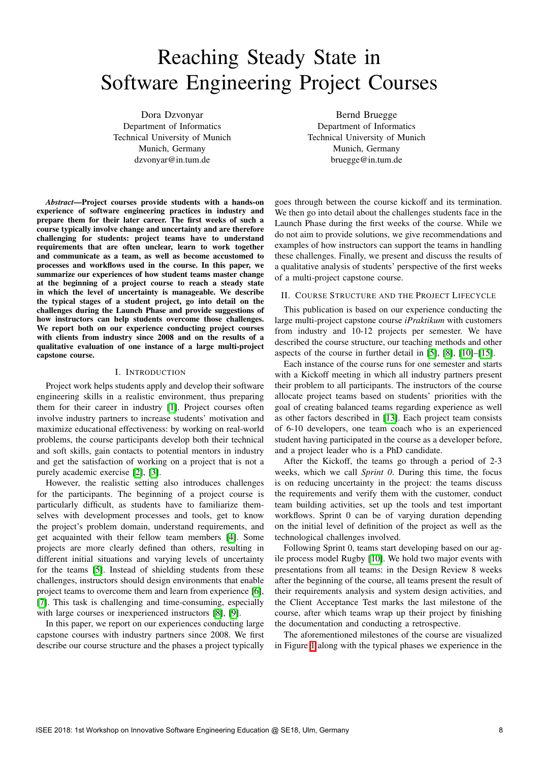# Reaching Steady State in Software Engineering Project Courses

Dora Dzvonyar
Department of Informatics
Technical University of Munich
Munich, Germany
dzvonyar@in.tum.de

Bernd Bruegge
Department of Informatics
Technical University of Munich
Munich, Germany
bruegge@in.tum.de

***Abstract*—Project courses provide students with a hands-on experience of software engineering practices in industry and prepare them for their later career. The first weeks of such a course typically involve change and uncertainty and are therefore challenging for students: project teams have to understand requirements that are often unclear, learn to work together and communicate as a team, as well as become accustomed to processes and workflows used in the course. In this paper, we summarize our experiences of how student teams master change at the beginning of a project course to reach a steady state in which the level of uncertainty is manageable. We describe the typical stages of a student project, go into detail on the challenges during the Launch Phase and provide suggestions of how instructors can help students overcome those challenges. We report both on our experience conducting project courses with clients from industry since 2008 and on the results of a qualitative evaluation of one instance of a large multi-project capstone course.**

## I. Introduction

Project work helps students apply and develop their software engineering skills in a realistic environment, thus preparing them for their career in industry [1]. Project courses often involve industry partners to increase students' motivation and maximize educational effectiveness: by working on real-world problems, the course participants develop both their technical and soft skills, gain contacts to potential mentors in industry and get the satisfaction of working on a project that is not a purely academic exercise [2], [3].

However, the realistic setting also introduces challenges for the participants. The beginning of a project course is particularly difficult, as students have to familiarize themselves with development processes and tools, get to know the project's problem domain, understand requirements, and get acquainted with their fellow team members [4]. Some projects are more clearly defined than others, resulting in different initial situations and varying levels of uncertainty for the teams [5]. Instead of shielding students from these challenges, instructors should design environments that enable project teams to overcome them and learn from experience [6], [7]. This task is challenging and time-consuming, especially with large courses or inexperienced instructors [8], [9].

In this paper, we report on our experiences conducting large capstone courses with industry partners since 2008. We first describe our course structure and the phases a project typically goes through between the course kickoff and its termination. We then go into detail about the challenges students face in the Launch Phase during the first weeks of the course. While we do not aim to provide solutions, we give recommendations and examples of how instructors can support the teams in handling these challenges. Finally, we present and discuss the results of a qualitative analysis of students' perspective of the first weeks of a multi-project capstone course.

## II. Course Structure and the Project Lifecycle

This publication is based on our experience conducting the large multi-project capstone course *iPraktikum* with customers from industry and 10-12 projects per semester. We have described the course structure, our teaching methods and other aspects of the course in further detail in [5], [8], [10]–[15].

Each instance of the course runs for one semester and starts with a Kickoff meeting in which all industry partners present their problem to all participants. The instructors of the course allocate project teams based on students' priorities with the goal of creating balanced teams regarding experience as well as other factors described in [13]. Each project team consists of 6-10 developers, one team coach who is an experienced student having participated in the course as a developer before, and a project leader who is a PhD candidate.

After the Kickoff, the teams go through a period of 2-3 weeks, which we call *Sprint 0*. During this time, the focus is on reducing uncertainty in the project: the teams discuss the requirements and verify them with the customer, conduct team building activities, set up the tools and test important workflows. Sprint 0 can be of varying duration depending on the initial level of definition of the project as well as the technological challenges involved.

Following Sprint 0, teams start developing based on our agile process model Rugby [10]. We hold two major events with presentations from all teams: in the Design Review 8 weeks after the beginning of the course, all teams present the result of their requirements analysis and system design activities, and the Client Acceptance Test marks the last milestone of the course, after which teams wrap up their project by finishing the documentation and conducting a retrospective.

The aforementioned milestones of the course are visualized in Figure 1 along with the typical phases we experience in the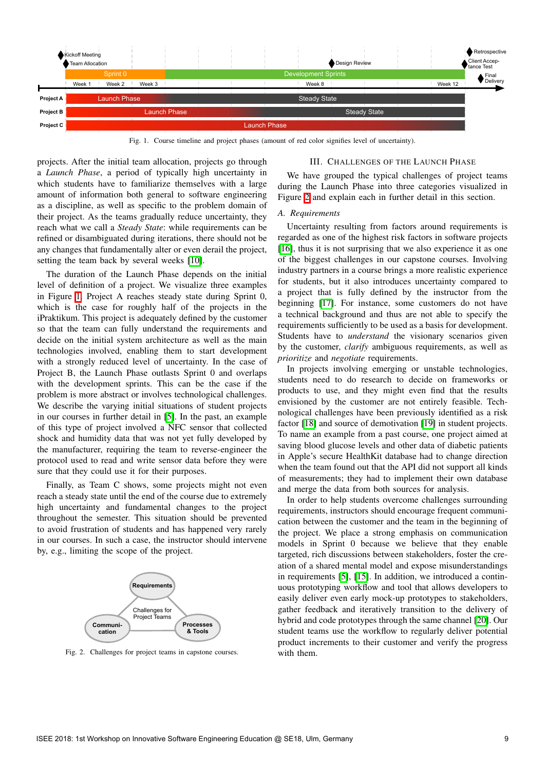Fig. 1. Course timeline and project phases (amount of red color signifies level of uncertainty).

projects. After the initial team allocation, projects go through a *Launch Phase*, a period of typically high uncertainty in which students have to familiarize themselves with a large amount of information both general to software engineering as a discipline, as well as specific to the problem domain of their project. As the teams gradually reduce uncertainty, they reach what we call a *Steady State*: while requirements can be refined or disambiguated during iterations, there should not be any changes that fundamentally alter or even derail the project, setting the team back by several weeks [10].

The duration of the Launch Phase depends on the initial level of definition of a project. We visualize three examples in Figure 1. Project A reaches steady state during Sprint 0, which is the case for roughly half of the projects in the iPraktikum. This project is adequately defined by the customer so that the team can fully understand the requirements and decide on the initial system architecture as well as the main technologies involved, enabling them to start development with a strongly reduced level of uncertainty. In the case of Project B, the Launch Phase outlasts Sprint 0 and overlaps with the development sprints. This can be the case if the problem is more abstract or involves technological challenges. We describe the varying initial situations of student projects in our courses in further detail in [5]. In the past, an example of this type of project involved a NFC sensor that collected shock and humidity data that was not yet fully developed by the manufacturer, requiring the team to reverse-engineer the protocol used to read and write sensor data before they were sure that they could use it for their purposes.

Finally, as Team C shows, some projects might not even reach a steady state until the end of the course due to extremely high uncertainty and fundamental changes to the project throughout the semester. This situation should be prevented to avoid frustration of students and has happened very rarely in our courses. In such a case, the instructor should intervene by, e.g., limiting the scope of the project.

Fig. 2. Challenges for project teams in capstone courses.

## III. Challenges of the Launch Phase

We have grouped the typical challenges of project teams during the Launch Phase into three categories visualized in Figure 2 and explain each in further detail in this section.

### A. Requirements

Uncertainty resulting from factors around requirements is regarded as one of the highest risk factors in software projects [16], thus it is not surprising that we also experience it as one of the biggest challenges in our capstone courses. Involving industry partners in a course brings a more realistic experience for students, but it also introduces uncertainty compared to a project that is fully defined by the instructor from the beginning [17]. For instance, some customers do not have a technical background and thus are not able to specify the requirements sufficiently to be used as a basis for development. Students have to *understand* the visionary scenarios given by the customer, *clarify* ambiguous requirements, as well as *prioritize* and *negotiate* requirements.

In projects involving emerging or unstable technologies, students need to do research to decide on frameworks or products to use, and they might even find that the results envisioned by the customer are not entirely feasible. Technological challenges have been previously identified as a risk factor [18] and source of demotivation [19] in student projects. To name an example from a past course, one project aimed at saving blood glucose levels and other data of diabetic patients in Apple's secure HealthKit database had to change direction when the team found out that the API did not support all kinds of measurements; they had to implement their own database and merge the data from both sources for analysis.

In order to help students overcome challenges surrounding requirements, instructors should encourage frequent communication between the customer and the team in the beginning of the project. We place a strong emphasis on communication models in Sprint 0 because we believe that they enable targeted, rich discussions between stakeholders, foster the creation of a shared mental model and expose misunderstandings in requirements [5], [15]. In addition, we introduced a continuous prototyping workflow and tool that allows developers to easily deliver even early mock-up prototypes to stakeholders, gather feedback and iteratively transition to the delivery of hybrid and code prototypes through the same channel [20]. Our student teams use the workflow to regularly deliver potential product increments to their customer and verify the progress with them.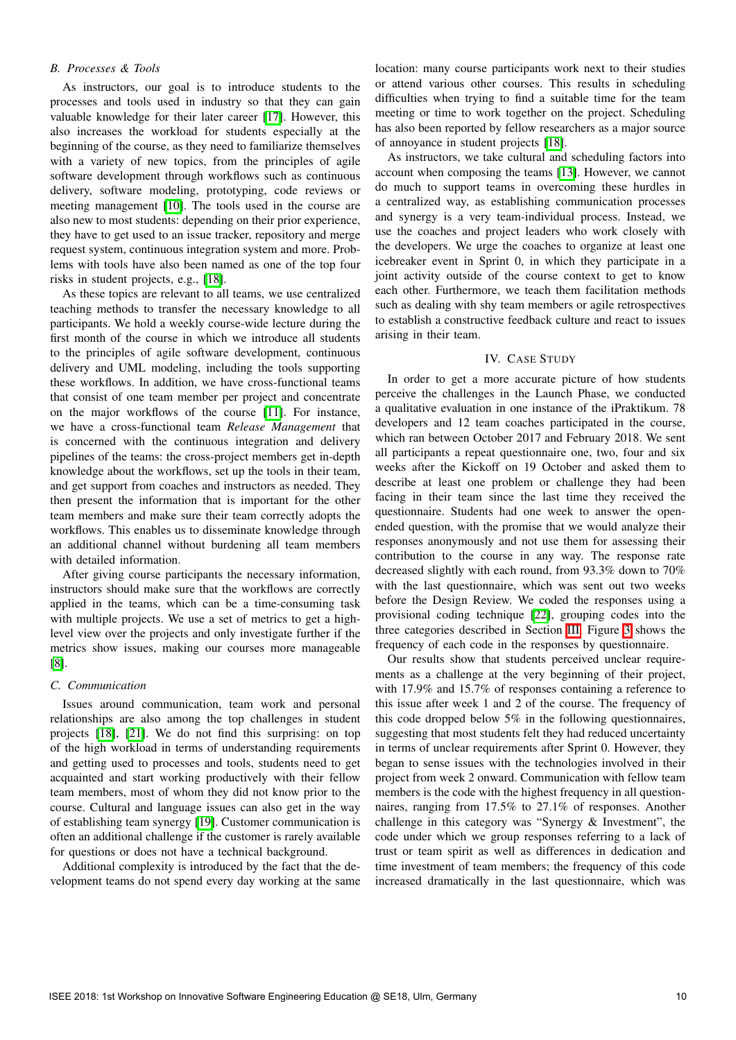### B. Processes & Tools

As instructors, our goal is to introduce students to the processes and tools used in industry so that they can gain valuable knowledge for their later career [17]. However, this also increases the workload for students especially at the beginning of the course, as they need to familiarize themselves with a variety of new topics, from the principles of agile software development through workflows such as continuous delivery, software modeling, prototyping, code reviews or meeting management [10]. The tools used in the course are also new to most students: depending on their prior experience, they have to get used to an issue tracker, repository and merge request system, continuous integration system and more. Problems with tools have also been named as one of the top four risks in student projects, e.g., [18].

As these topics are relevant to all teams, we use centralized teaching methods to transfer the necessary knowledge to all participants. We hold a weekly course-wide lecture during the first month of the course in which we introduce all students to the principles of agile software development, continuous delivery and UML modeling, including the tools supporting these workflows. In addition, we have cross-functional teams that consist of one team member per project and concentrate on the major workflows of the course [11]. For instance, we have a cross-functional team *Release Management* that is concerned with the continuous integration and delivery pipelines of the teams: the cross-project members get in-depth knowledge about the workflows, set up the tools in their team, and get support from coaches and instructors as needed. They then present the information that is important for the other team members and make sure their team correctly adopts the workflows. This enables us to disseminate knowledge through an additional channel without burdening all team members with detailed information.

After giving course participants the necessary information, instructors should make sure that the workflows are correctly applied in the teams, which can be a time-consuming task with multiple projects. We use a set of metrics to get a high-level view over the projects and only investigate further if the metrics show issues, making our courses more manageable [8].

### C. Communication

Issues around communication, team work and personal relationships are also among the top challenges in student projects [18], [21]. We do not find this surprising: on top of the high workload in terms of understanding requirements and getting used to processes and tools, students need to get acquainted and start working productively with their fellow team members, most of whom they did not know prior to the course. Cultural and language issues can also get in the way of establishing team synergy [19]. Customer communication is often an additional challenge if the customer is rarely available for questions or does not have a technical background.

Additional complexity is introduced by the fact that the development teams do not spend every day working at the same location: many course participants work next to their studies or attend various other courses. This results in scheduling difficulties when trying to find a suitable time for the team meeting or time to work together on the project. Scheduling has also been reported by fellow researchers as a major source of annoyance in student projects [18].

As instructors, we take cultural and scheduling factors into account when composing the teams [13]. However, we cannot do much to support teams in overcoming these hurdles in a centralized way, as establishing communication processes and synergy is a very team-individual process. Instead, we use the coaches and project leaders who work closely with the developers. We urge the coaches to organize at least one icebreaker event in Sprint 0, in which they participate in a joint activity outside of the course context to get to know each other. Furthermore, we teach them facilitation methods such as dealing with shy team members or agile retrospectives to establish a constructive feedback culture and react to issues arising in their team.

## IV. Case Study

In order to get a more accurate picture of how students perceive the challenges in the Launch Phase, we conducted a qualitative evaluation in one instance of the iPraktikum. 78 developers and 12 team coaches participated in the course, which ran between October 2017 and February 2018. We sent all participants a repeat questionnaire one, two, four and six weeks after the Kickoff on 19 October and asked them to describe at least one problem or challenge they had been facing in their team since the last time they received the questionnaire. Students had one week to answer the open-ended question, with the promise that we would analyze their responses anonymously and not use them for assessing their contribution to the course in any way. The response rate decreased slightly with each round, from 93.3% down to 70% with the last questionnaire, which was sent out two weeks before the Design Review. We coded the responses using a provisional coding technique [22], grouping codes into the three categories described in Section III. Figure 3 shows the frequency of each code in the responses by questionnaire.

Our results show that students perceived unclear requirements as a challenge at the very beginning of their project, with 17.9% and 15.7% of responses containing a reference to this issue after week 1 and 2 of the course. The frequency of this code dropped below 5% in the following questionnaires, suggesting that most students felt they had reduced uncertainty in terms of unclear requirements after Sprint 0. However, they began to sense issues with the technologies involved in their project from week 2 onward. Communication with fellow team members is the code with the highest frequency in all questionnaires, ranging from 17.5% to 27.1% of responses. Another challenge in this category was "Synergy & Investment", the code under which we group responses referring to a lack of trust or team spirit as well as differences in dedication and time investment of team members; the frequency of this code increased dramatically in the last questionnaire, which was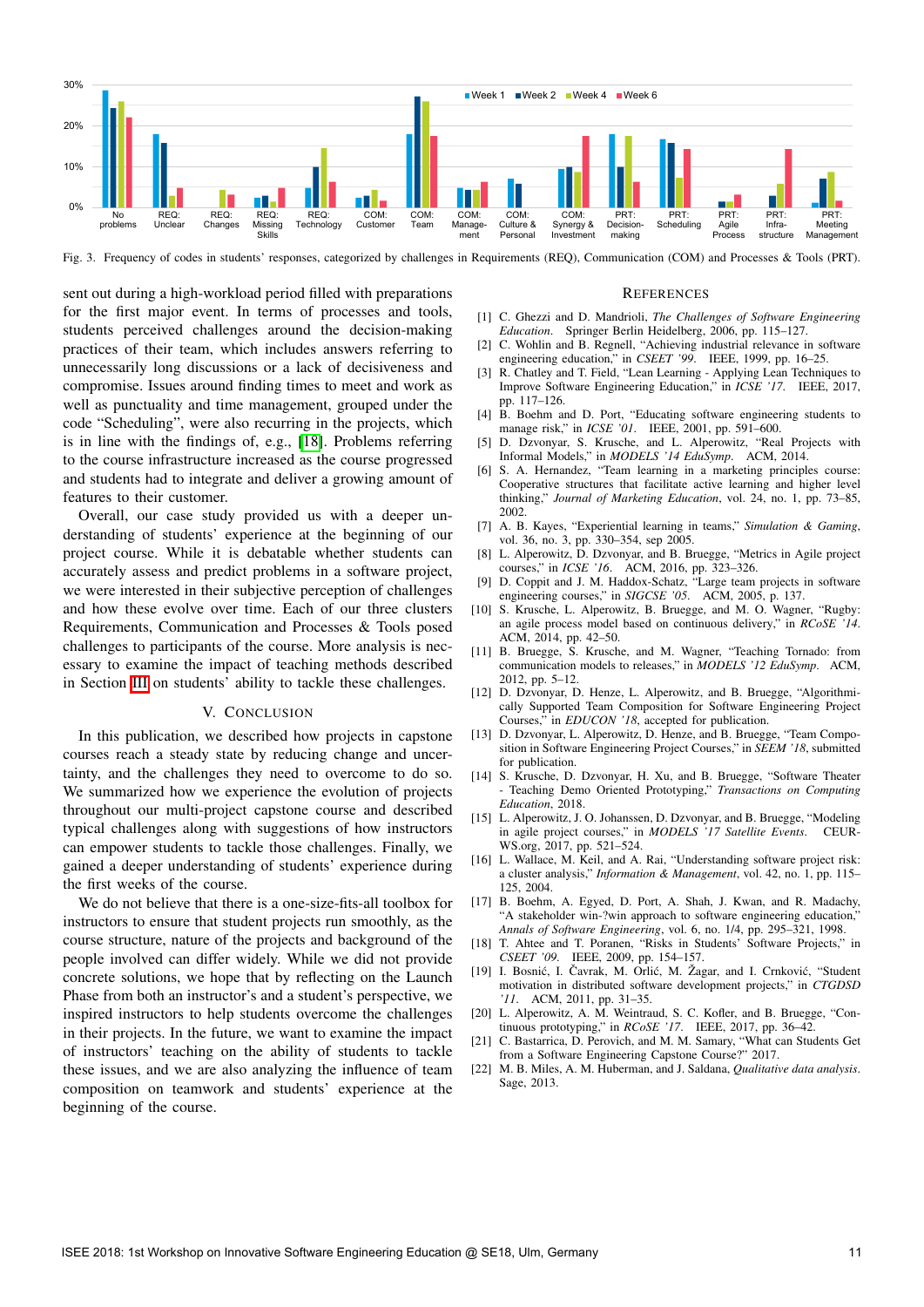30%
20%
10%
0%

Week 1 · Week 2 · Week 4 · Week 6

No problems · REQ: Unclear · REQ: Changes · REQ: Missing Skills · REQ: Technology · COM: Customer · COM: Team · COM: Manage-ment · COM: Culture & Personal · COM: Synergy & Investment · PRT: Decision-making · PRT: Scheduling · PRT: Agile Process · PRT: Infra-structure · PRT: Meeting Management

Fig. 3. Frequency of codes in students' responses, categorized by challenges in Requirements (REQ), Communication (COM) and Processes & Tools (PRT).

sent out during a high-workload period filled with preparations for the first major event. In terms of processes and tools, students perceived challenges around the decision-making practices of their team, which includes answers referring to unnecessarily long discussions or a lack of decisiveness and compromise. Issues around finding times to meet and work as well as punctuality and time management, grouped under the code "Scheduling", were also recurring in the projects, which is in line with the findings of, e.g., [18]. Problems referring to the course infrastructure increased as the course progressed and students had to integrate and deliver a growing amount of features to their customer.

Overall, our case study provided us with a deeper understanding of students' experience at the beginning of our project course. While it is debatable whether students can accurately assess and predict problems in a software project, we were interested in their subjective perception of challenges and how these evolve over time. Each of our three clusters Requirements, Communication and Processes & Tools posed challenges to participants of the course. More analysis is necessary to examine the impact of teaching methods described in Section III on students' ability to tackle these challenges.

## V. Conclusion

In this publication, we described how projects in capstone courses reach a steady state by reducing change and uncertainty, and the challenges they need to overcome to do so. We summarized how we experience the evolution of projects throughout our multi-project capstone course and described typical challenges along with suggestions of how instructors can empower students to tackle those challenges. Finally, we gained a deeper understanding of students' experience during the first weeks of the course.

We do not believe that there is a one-size-fits-all toolbox for instructors to ensure that student projects run smoothly, as the course structure, nature of the projects and background of the people involved can differ widely. While we did not provide concrete solutions, we hope that by reflecting on the Launch Phase from both an instructor's and a student's perspective, we inspired instructors to help students overcome the challenges in their projects. In the future, we want to examine the impact of instructors' teaching on the ability of students to tackle these issues, and we are also analyzing the influence of team composition on teamwork and students' experience at the beginning of the course.

## References

[1] C. Ghezzi and D. Mandrioli, *The Challenges of Software Engineering Education*. Springer Berlin Heidelberg, 2006, pp. 115–127.

[2] C. Wohlin and B. Regnell, "Achieving industrial relevance in software engineering education," in *CSEET '99*. IEEE, 1999, pp. 16–25.

[3] R. Chatley and T. Field, "Lean Learning - Applying Lean Techniques to Improve Software Engineering Education," in *ICSE '17*. IEEE, 2017, pp. 117–126.

[4] B. Boehm and D. Port, "Educating software engineering students to manage risk," in *ICSE '01*. IEEE, 2001, pp. 591–600.

[5] D. Dzvonyar, S. Krusche, and L. Alperowitz, "Real Projects with Informal Models," in *MODELS '14 EduSymp*. ACM, 2014.

[6] S. A. Hernandez, "Team learning in a marketing principles course: Cooperative structures that facilitate active learning and higher level thinking," *Journal of Marketing Education*, vol. 24, no. 1, pp. 73–85, 2002.

[7] A. B. Kayes, "Experiential learning in teams," *Simulation & Gaming*, vol. 36, no. 3, pp. 330–354, sep 2005.

[8] L. Alperowitz, D. Dzvonyar, and B. Bruegge, "Metrics in Agile project courses," in *ICSE '16*. ACM, 2016, pp. 323–326.

[9] D. Coppit and J. M. Haddox-Schatz, "Large team projects in software engineering courses," in *SIGCSE '05*. ACM, 2005, p. 137.

[10] S. Krusche, L. Alperowitz, B. Bruegge, and M. O. Wagner, "Rugby: an agile process model based on continuous delivery," in *RCoSE '14*. ACM, 2014, pp. 42–50.

[11] B. Bruegge, S. Krusche, and M. Wagner, "Teaching Tornado: from communication models to releases," in *MODELS '12 EduSymp*. ACM, 2012, pp. 5–12.

[12] D. Dzvonyar, D. Henze, L. Alperowitz, and B. Bruegge, "Algorithmically Supported Team Composition for Software Engineering Project Courses," in *EDUCON '18*, accepted for publication.

[13] D. Dzvonyar, L. Alperowitz, D. Henze, and B. Bruegge, "Team Composition in Software Engineering Project Courses," in *SEEM '18*, submitted for publication.

[14] S. Krusche, D. Dzvonyar, H. Xu, and B. Bruegge, "Software Theater - Teaching Demo Oriented Prototyping," *Transactions on Computing Education*, 2018.

[15] L. Alperowitz, J. O. Johanssen, D. Dzvonyar, and B. Bruegge, "Modeling in agile project courses," in *MODELS '17 Satellite Events*. CEUR-WS.org, 2017, pp. 521–524.

[16] L. Wallace, M. Keil, and A. Rai, "Understanding software project risk: a cluster analysis," *Information & Management*, vol. 42, no. 1, pp. 115–125, 2004.

[17] B. Boehm, A. Egyed, D. Port, A. Shah, J. Kwan, and R. Madachy, "A stakeholder win-?win approach to software engineering education," *Annals of Software Engineering*, vol. 6, no. 1/4, pp. 295–321, 1998.

[18] T. Ahtee and T. Poranen, "Risks in Students' Software Projects," in *CSEET '09*. IEEE, 2009, pp. 154–157.

[19] I. Bosnić, I. Čavrak, M. Orlić, M. Žagar, and I. Crnković, "Student motivation in distributed software development projects," in *CTGDSD '11*. ACM, 2011, pp. 31–35.

[20] L. Alperowitz, A. M. Weintraud, S. C. Kofler, and B. Bruegge, "Continuous prototyping," in *RCoSE '17*. IEEE, 2017, pp. 36–42.

[21] C. Bastarrica, D. Perovich, and M. M. Samary, "What can Students Get from a Software Engineering Capstone Course?" 2017.

[22] M. B. Miles, A. M. Huberman, and J. Saldana, *Qualitative data analysis*. Sage, 2013.